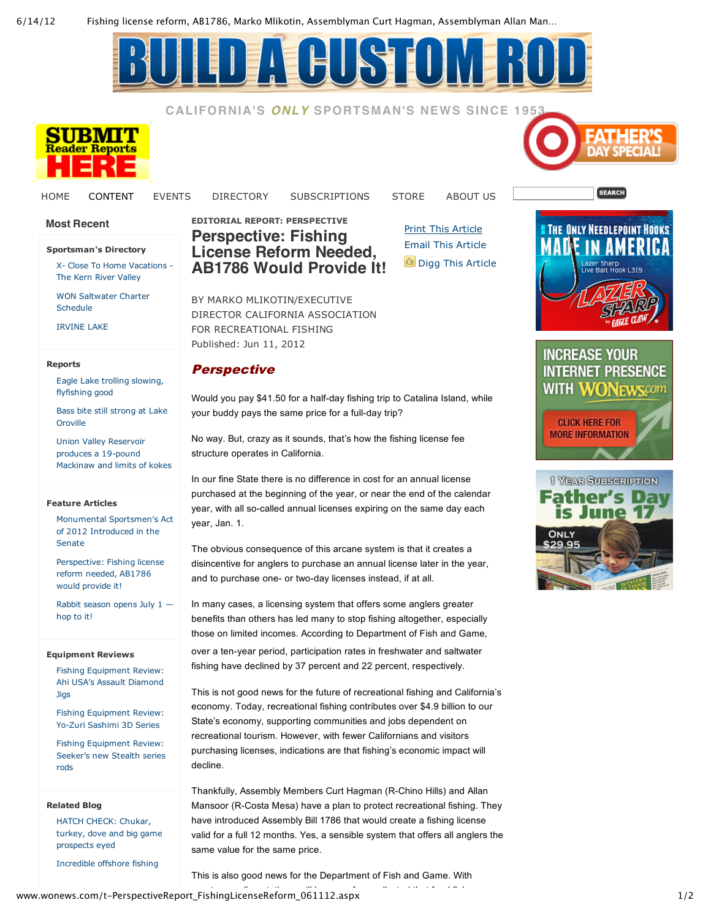CALIFORNIA'S *ONLY* SPORTSMAN'S NEWS SINCE 1953

HOME CONTENT EVENTS DIRECTORY SUBSCRIPTIONS STORE ABOUT US

**Most Recent**

**Sportsman's Directory**

- X- Close To Home Vacations - The Kern River Valley
- WON Saltwater Charter Schedule
- IRVINE LAKE

**Reports**

- Eagle Lake trolling slowing, flyfishing good
- Bass bite still strong at Lake Oroville
- Union Valley Reservoir produces a 19-pound Mackinaw and limits of kokes

**Feature Articles**

- Monumental Sportsmen's Act of 2012 Introduced in the Senate
- Perspective: Fishing license reform needed, AB1786 would provide it!
- Rabbit season opens July 1 — hop to it!

**Equipment Reviews**

- Fishing Equipment Review: Ahi USA's Assault Diamond Jigs
- Fishing Equipment Review: Yo-Zuri Sashimi 3D Series
- Fishing Equipment Review: Seeker's new Stealth series rods

**Related Blog**

- HATCH CHECK: Chukar, turkey, dove and big game prospects eyed
- Incredible offshore fishing

EDITORIAL REPORT: PERSPECTIVE

# Perspective: Fishing License Reform Needed, AB1786 Would Provide It!

Print This Article
Email This Article
Digg This Article

BY MARKO MLIKOTIN/EXECUTIVE DIRECTOR CALIFORNIA ASSOCIATION FOR RECREATIONAL FISHING
Published: Jun 11, 2012

## *Perspective*

Would you pay $41.50 for a half-day fishing trip to Catalina Island, while your buddy pays the same price for a full-day trip?

No way. But, crazy as it sounds, that's how the fishing license fee structure operates in California.

In our fine State there is no difference in cost for an annual license purchased at the beginning of the year, or near the end of the calendar year, with all so-called annual licenses expiring on the same day each year, Jan. 1.

The obvious consequence of this arcane system is that it creates a disincentive for anglers to purchase an annual license later in the year, and to purchase one- or two-day licenses instead, if at all.

In many cases, a licensing system that offers some anglers greater benefits than others has led many to stop fishing altogether, especially those on limited incomes. According to Department of Fish and Game, over a ten-year period, participation rates in freshwater and saltwater fishing have declined by 37 percent and 22 percent, respectively.

This is not good news for the future of recreational fishing and California's economy. Today, recreational fishing contributes over $4.9 billion to our State's economy, supporting communities and jobs dependent on recreational tourism. However, with fewer Californians and visitors purchasing licenses, indications are that fishing's economic impact will decline.

Thankfully, Assembly Members Curt Hagman (R-Chino Hills) and Allan Mansoor (R-Costa Mesa) have a plan to protect recreational fishing. They have introduced Assembly Bill 1786 that would create a fishing license valid for a full 12 months. Yes, a sensible system that offers all anglers the same value for the same price.

This is also good news for the Department of Fish and Game. With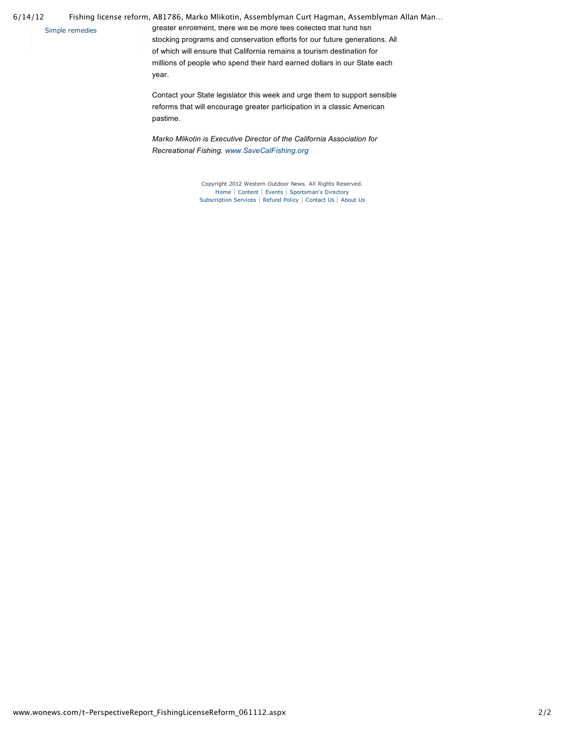Simple remedies

greater enrollment, there will be more fees collected that fund fish stocking programs and conservation efforts for our future generations. All of which will ensure that California remains a tourism destination for millions of people who spend their hard earned dollars in our State each year.

Contact your State legislator this week and urge them to support sensible reforms that will encourage greater participation in a classic American pastime.

*Marko Mlikotin is Executive Director of the California Association for Recreational Fishing. www.SaveCalFishing.org*

Copyright 2012 Western Outdoor News. All Rights Reserved.
Home | Content | Events | Sportsman's Directory
Subscription Services | Refund Policy | Contact Us | About Us